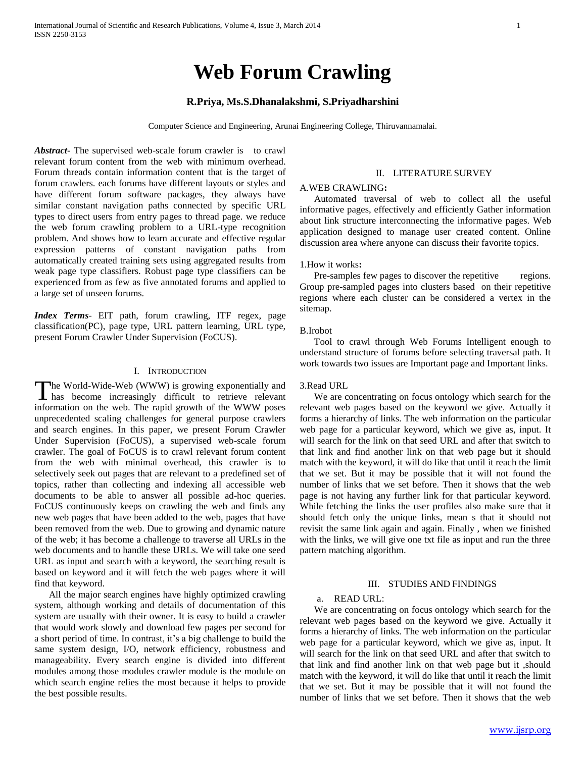# Web Forum Crawling

**R.Priya, Ms.S.Dhanalakshmi, S.Priyadharshini**

Computer Science and Engineering, Arunai Engineering College, Thiruvannamalai.

***Abstract***- The supervised web-scale forum crawler is to crawl relevant forum content from the web with minimum overhead. Forum threads contain information content that is the target of forum crawlers. each forums have different layouts or styles and have different forum software packages, they always have similar constant navigation paths connected by specific URL types to direct users from entry pages to thread page. we reduce the web forum crawling problem to a URL-type recognition problem. And shows how to learn accurate and effective regular expression patterns of constant navigation paths from automatically created training sets using aggregated results from weak page type classifiers. Robust page type classifiers can be experienced from as few as five annotated forums and applied to a large set of unseen forums.

***Index Terms***- EIT path, forum crawling, ITF regex, page classification(PC), page type, URL pattern learning, URL type, present Forum Crawler Under Supervision (FoCUS).

## I. Introduction

The World-Wide-Web (WWW) is growing exponentially and has become increasingly difficult to retrieve relevant information on the web. The rapid growth of the WWW poses unprecedented scaling challenges for general purpose crawlers and search engines. In this paper, we present Forum Crawler Under Supervision (FoCUS), a supervised web-scale forum crawler. The goal of FoCUS is to crawl relevant forum content from the web with minimal overhead, this crawler is to selectively seek out pages that are relevant to a predefined set of topics, rather than collecting and indexing all accessible web documents to be able to answer all possible ad-hoc queries. FoCUS continuously keeps on crawling the web and finds any new web pages that have been added to the web, pages that have been removed from the web. Due to growing and dynamic nature of the web; it has become a challenge to traverse all URLs in the web documents and to handle these URLs. We will take one seed URL as input and search with a keyword, the searching result is based on keyword and it will fetch the web pages where it will find that keyword.

All the major search engines have highly optimized crawling system, although working and details of documentation of this system are usually with their owner. It is easy to build a crawler that would work slowly and download few pages per second for a short period of time. In contrast, it's a big challenge to build the same system design, I/O, network efficiency, robustness and manageability. Every search engine is divided into different modules among those modules crawler module is the module on which search engine relies the most because it helps to provide the best possible results.

## II. Literature Survey

### A.WEB CRAWLING:

Automated traversal of web to collect all the useful informative pages, effectively and efficiently Gather information about link structure interconnecting the informative pages. Web application designed to manage user created content. Online discussion area where anyone can discuss their favorite topics.

#### 1.How it works:

Pre-samples few pages to discover the repetitive regions. Group pre-sampled pages into clusters based on their repetitive regions where each cluster can be considered a vertex in the sitemap.

### B.Irobot

Tool to crawl through Web Forums Intelligent enough to understand structure of forums before selecting traversal path. It work towards two issues are Important page and Important links.

#### 3.Read URL

We are concentrating on focus ontology which search for the relevant web pages based on the keyword we give. Actually it forms a hierarchy of links. The web information on the particular web page for a particular keyword, which we give as, input. It will search for the link on that seed URL and after that switch to that link and find another link on that web page but it should match with the keyword, it will do like that until it reach the limit that we set. But it may be possible that it will not found the number of links that we set before. Then it shows that the web page is not having any further link for that particular keyword. While fetching the links the user profiles also make sure that it should fetch only the unique links, mean s that it should not revisit the same link again and again. Finally , when we finished with the links, we will give one txt file as input and run the three pattern matching algorithm.

## III. Studies and Findings

### a. READ URL:

We are concentrating on focus ontology which search for the relevant web pages based on the keyword we give. Actually it forms a hierarchy of links. The web information on the particular web page for a particular keyword, which we give as, input. It will search for the link on that seed URL and after that switch to that link and find another link on that web page but it ,should match with the keyword, it will do like that until it reach the limit that we set. But it may be possible that it will not found the number of links that we set before. Then it shows that the web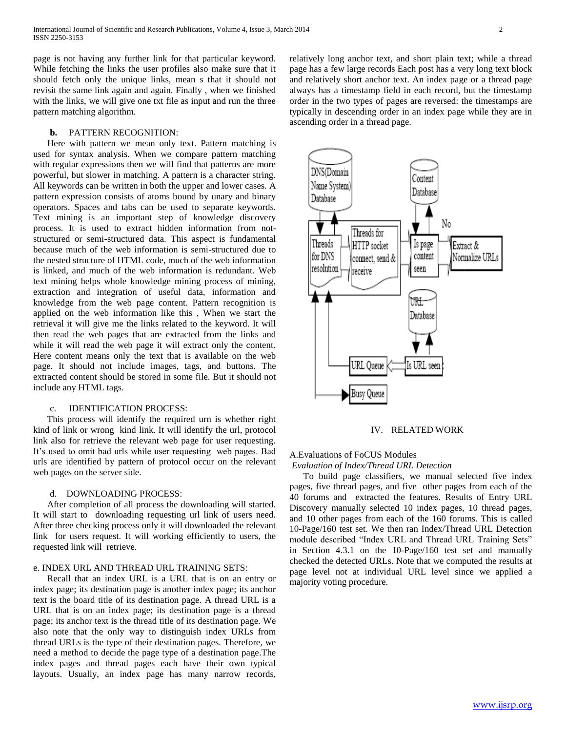page is not having any further link for that particular keyword. While fetching the links the user profiles also make sure that it should fetch only the unique links, mean s that it should not revisit the same link again and again. Finally , when we finished with the links, we will give one txt file as input and run the three pattern matching algorithm.

### b. PATTERN RECOGNITION:

Here with pattern we mean only text. Pattern matching is used for syntax analysis. When we compare pattern matching with regular expressions then we will find that patterns are more powerful, but slower in matching. A pattern is a character string. All keywords can be written in both the upper and lower cases. A pattern expression consists of atoms bound by unary and binary operators. Spaces and tabs can be used to separate keywords. Text mining is an important step of knowledge discovery process. It is used to extract hidden information from not-structured or semi-structured data. This aspect is fundamental because much of the web information is semi-structured due to the nested structure of HTML code, much of the web information is linked, and much of the web information is redundant. Web text mining helps whole knowledge mining process of mining, extraction and integration of useful data, information and knowledge from the web page content. Pattern recognition is applied on the web information like this , When we start the retrieval it will give me the links related to the keyword. It will then read the web pages that are extracted from the links and while it will read the web page it will extract only the content. Here content means only the text that is available on the web page. It should not include images, tags, and buttons. The extracted content should be stored in some file. But it should not include any HTML tags.

### c. IDENTIFICATION PROCESS:

This process will identify the required urn is whether right kind of link or wrong kind link. It will identify the url, protocol link also for retrieve the relevant web page for user requesting. It's used to omit bad urls while user requesting web pages. Bad urls are identified by pattern of protocol occur on the relevant web pages on the server side.

### d. DOWNLOADING PROCESS:

After completion of all process the downloading will started. It will start to downloading requesting url link of users need. After three checking process only it will downloaded the relevant link for users request. It will working efficiently to users, the requested link will retrieve.

### e. INDEX URL AND THREAD URL TRAINING SETS:

Recall that an index URL is a URL that is on an entry or index page; its destination page is another index page; its anchor text is the board title of its destination page. A thread URL is a URL that is on an index page; its destination page is a thread page; its anchor text is the thread title of its destination page. We also note that the only way to distinguish index URLs from thread URLs is the type of their destination pages. Therefore, we need a method to decide the page type of a destination page.The index pages and thread pages each have their own typical layouts. Usually, an index page has many narrow records, relatively long anchor text, and short plain text; while a thread page has a few large records Each post has a very long text block and relatively short anchor text. An index page or a thread page always has a timestamp field in each record, but the timestamp order in the two types of pages are reversed: the timestamps are typically in descending order in an index page while they are in ascending order in a thread page.

## IV. RELATED WORK

### A.Evaluations of FoCUS Modules

*Evaluation of Index/Thread URL Detection*

To build page classifiers, we manual selected five index pages, five thread pages, and five other pages from each of the 40 forums and extracted the features. Results of Entry URL Discovery manually selected 10 index pages, 10 thread pages, and 10 other pages from each of the 160 forums. This is called 10-Page/160 test set. We then ran Index/Thread URL Detection module described "Index URL and Thread URL Training Sets" in Section 4.3.1 on the 10-Page/160 test set and manually checked the detected URLs. Note that we computed the results at page level not at individual URL level since we applied a majority voting procedure.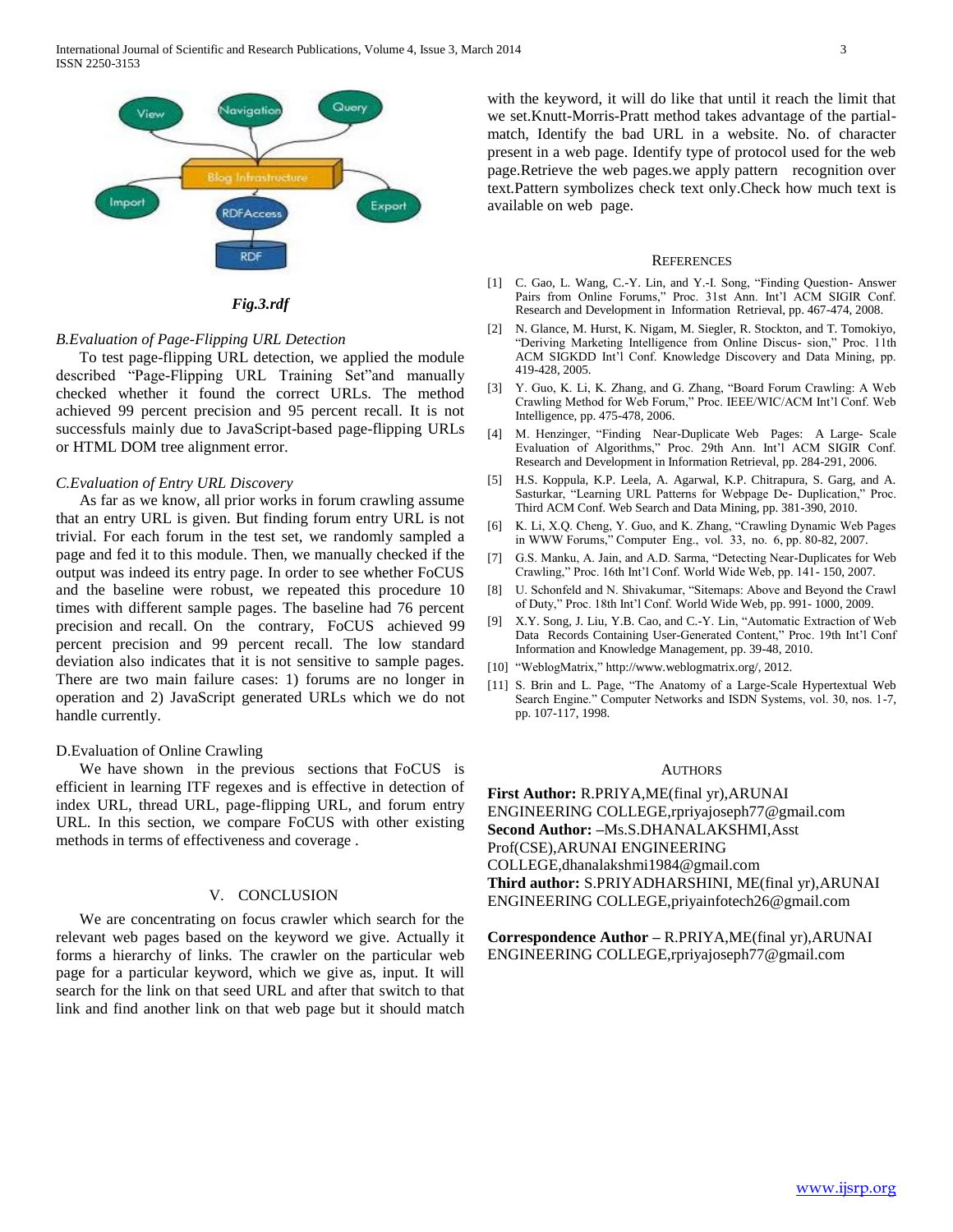View

Navigation

Query

Blog Infrastructure

Import

RDFAccess

Export

RDF

*Fig.3.rdf*

### *B.Evaluation of Page-Flipping URL Detection*

To test page-flipping URL detection, we applied the module described "Page-Flipping URL Training Set"and manually checked whether it found the correct URLs. The method achieved 99 percent precision and 95 percent recall. It is not successfuls mainly due to JavaScript-based page-flipping URLs or HTML DOM tree alignment error.

### *C.Evaluation of Entry URL Discovery*

As far as we know, all prior works in forum crawling assume that an entry URL is given. But finding forum entry URL is not trivial. For each forum in the test set, we randomly sampled a page and fed it to this module. Then, we manually checked if the output was indeed its entry page. In order to see whether FoCUS and the baseline were robust, we repeated this procedure 10 times with different sample pages. The baseline had 76 percent precision and recall. On the contrary, FoCUS achieved 99 percent precision and 99 percent recall. The low standard deviation also indicates that it is not sensitive to sample pages. There are two main failure cases: 1) forums are no longer in operation and 2) JavaScript generated URLs which we do not handle currently.

### D.Evaluation of Online Crawling

We have shown in the previous sections that FoCUS is efficient in learning ITF regexes and is effective in detection of index URL, thread URL, page-flipping URL, and forum entry URL. In this section, we compare FoCUS with other existing methods in terms of effectiveness and coverage .

## V. CONCLUSION

We are concentrating on focus crawler which search for the relevant web pages based on the keyword we give. Actually it forms a hierarchy of links. The crawler on the particular web page for a particular keyword, which we give as, input. It will search for the link on that seed URL and after that switch to that link and find another link on that web page but it should match with the keyword, it will do like that until it reach the limit that we set.Knutt-Morris-Pratt method takes advantage of the partial-match, Identify the bad URL in a website. No. of character present in a web page. Identify type of protocol used for the web page.Retrieve the web pages.we apply pattern recognition over text.Pattern symbolizes check text only.Check how much text is available on web page.

## REFERENCES

[1] C. Gao, L. Wang, C.-Y. Lin, and Y.-I. Song, "Finding Question- Answer Pairs from Online Forums," Proc. 31st Ann. Int'l ACM SIGIR Conf. Research and Development in Information Retrieval, pp. 467-474, 2008.

[2] N. Glance, M. Hurst, K. Nigam, M. Siegler, R. Stockton, and T. Tomokiyo, "Deriving Marketing Intelligence from Online Discus- sion," Proc. 11th ACM SIGKDD Int'l Conf. Knowledge Discovery and Data Mining, pp. 419-428, 2005.

[3] Y. Guo, K. Li, K. Zhang, and G. Zhang, "Board Forum Crawling: A Web Crawling Method for Web Forum," Proc. IEEE/WIC/ACM Int'l Conf. Web Intelligence, pp. 475-478, 2006.

[4] M. Henzinger, "Finding Near-Duplicate Web Pages: A Large- Scale Evaluation of Algorithms," Proc. 29th Ann. Int'l ACM SIGIR Conf. Research and Development in Information Retrieval, pp. 284-291, 2006.

[5] H.S. Koppula, K.P. Leela, A. Agarwal, K.P. Chitrapura, S. Garg, and A. Sasturkar, "Learning URL Patterns for Webpage De- Duplication," Proc. Third ACM Conf. Web Search and Data Mining, pp. 381-390, 2010.

[6] K. Li, X.Q. Cheng, Y. Guo, and K. Zhang, "Crawling Dynamic Web Pages in WWW Forums," Computer Eng., vol. 33, no. 6, pp. 80-82, 2007.

[7] G.S. Manku, A. Jain, and A.D. Sarma, "Detecting Near-Duplicates for Web Crawling," Proc. 16th Int'l Conf. World Wide Web, pp. 141- 150, 2007.

[8] U. Schonfeld and N. Shivakumar, "Sitemaps: Above and Beyond the Crawl of Duty," Proc. 18th Int'l Conf. World Wide Web, pp. 991- 1000, 2009.

[9] X.Y. Song, J. Liu, Y.B. Cao, and C.-Y. Lin, "Automatic Extraction of Web Data Records Containing User-Generated Content," Proc. 19th Int'l Conf Information and Knowledge Management, pp. 39-48, 2010.

[10] "WeblogMatrix," http://www.weblogmatrix.org/, 2012.

[11] S. Brin and L. Page, "The Anatomy of a Large-Scale Hypertextual Web Search Engine." Computer Networks and ISDN Systems, vol. 30, nos. 1-7, pp. 107-117, 1998.

## AUTHORS

**First Author:** R.PRIYA,ME(final yr),ARUNAI ENGINEERING COLLEGE,rpriyajoseph77@gmail.com

**Second Author: –**Ms.S.DHANALAKSHMI,Asst Prof(CSE),ARUNAI ENGINEERING COLLEGE,dhanalakshmi1984@gmail.com

**Third author:** S.PRIYADHARSHINI, ME(final yr),ARUNAI ENGINEERING COLLEGE,priyainfotech26@gmail.com

**Correspondence Author –** R.PRIYA,ME(final yr),ARUNAI ENGINEERING COLLEGE,rpriyajoseph77@gmail.com